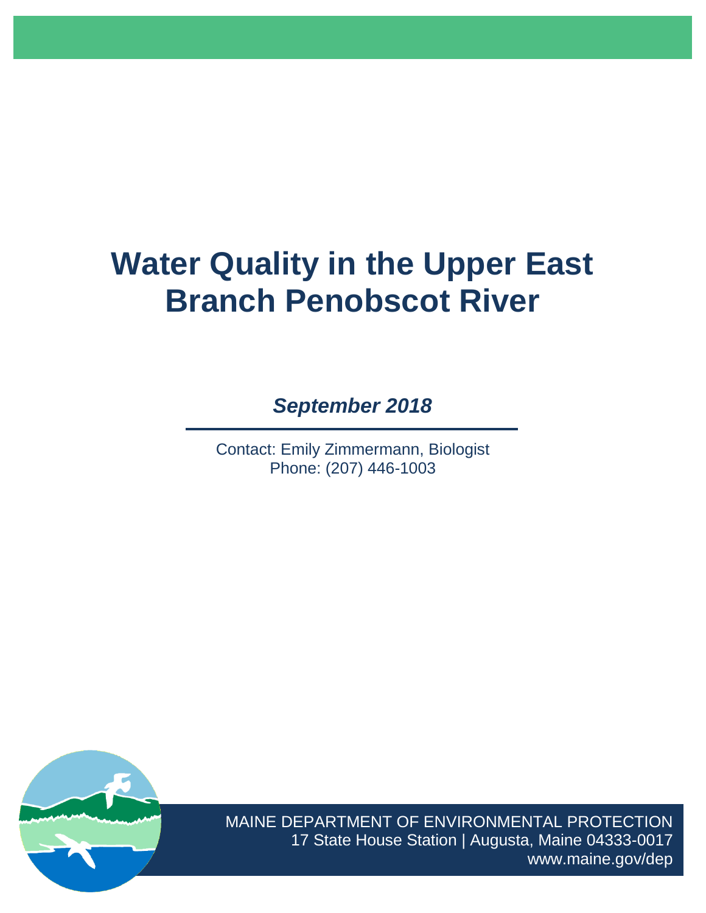# Water Quality in the Upper East Branch Penobscot River

***September 2018***

Contact: Emily Zimmermann, Biologist
Phone: (207) 446-1003

MAINE DEPARTMENT OF ENVIRONMENTAL PROTECTION
17 State House Station | Augusta, Maine 04333-0017
www.maine.gov/dep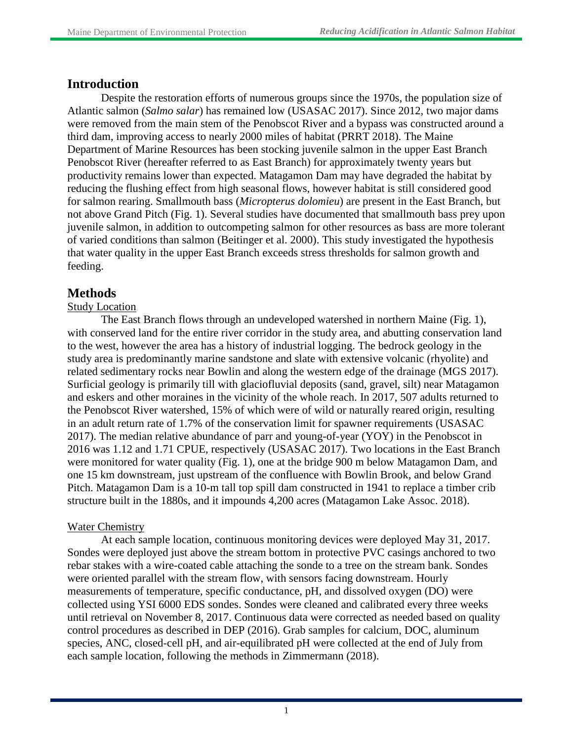## Introduction

Despite the restoration efforts of numerous groups since the 1970s, the population size of Atlantic salmon (*Salmo salar*) has remained low (USASAC 2017). Since 2012, two major dams were removed from the main stem of the Penobscot River and a bypass was constructed around a third dam, improving access to nearly 2000 miles of habitat (PRRT 2018). The Maine Department of Marine Resources has been stocking juvenile salmon in the upper East Branch Penobscot River (hereafter referred to as East Branch) for approximately twenty years but productivity remains lower than expected. Matagamon Dam may have degraded the habitat by reducing the flushing effect from high seasonal flows, however habitat is still considered good for salmon rearing. Smallmouth bass (*Micropterus dolomieu*) are present in the East Branch, but not above Grand Pitch (Fig. 1). Several studies have documented that smallmouth bass prey upon juvenile salmon, in addition to outcompeting salmon for other resources as bass are more tolerant of varied conditions than salmon (Beitinger et al. 2000). This study investigated the hypothesis that water quality in the upper East Branch exceeds stress thresholds for salmon growth and feeding.

## Methods

### Study Location

The East Branch flows through an undeveloped watershed in northern Maine (Fig. 1), with conserved land for the entire river corridor in the study area, and abutting conservation land to the west, however the area has a history of industrial logging. The bedrock geology in the study area is predominantly marine sandstone and slate with extensive volcanic (rhyolite) and related sedimentary rocks near Bowlin and along the western edge of the drainage (MGS 2017). Surficial geology is primarily till with glaciofluvial deposits (sand, gravel, silt) near Matagamon and eskers and other moraines in the vicinity of the whole reach. In 2017, 507 adults returned to the Penobscot River watershed, 15% of which were of wild or naturally reared origin, resulting in an adult return rate of 1.7% of the conservation limit for spawner requirements (USASAC 2017). The median relative abundance of parr and young-of-year (YOY) in the Penobscot in 2016 was 1.12 and 1.71 CPUE, respectively (USASAC 2017). Two locations in the East Branch were monitored for water quality (Fig. 1), one at the bridge 900 m below Matagamon Dam, and one 15 km downstream, just upstream of the confluence with Bowlin Brook, and below Grand Pitch. Matagamon Dam is a 10-m tall top spill dam constructed in 1941 to replace a timber crib structure built in the 1880s, and it impounds 4,200 acres (Matagamon Lake Assoc. 2018).

### Water Chemistry

At each sample location, continuous monitoring devices were deployed May 31, 2017. Sondes were deployed just above the stream bottom in protective PVC casings anchored to two rebar stakes with a wire-coated cable attaching the sonde to a tree on the stream bank. Sondes were oriented parallel with the stream flow, with sensors facing downstream. Hourly measurements of temperature, specific conductance, pH, and dissolved oxygen (DO) were collected using YSI 6000 EDS sondes. Sondes were cleaned and calibrated every three weeks until retrieval on November 8, 2017. Continuous data were corrected as needed based on quality control procedures as described in DEP (2016). Grab samples for calcium, DOC, aluminum species, ANC, closed-cell pH, and air-equilibrated pH were collected at the end of July from each sample location, following the methods in Zimmermann (2018).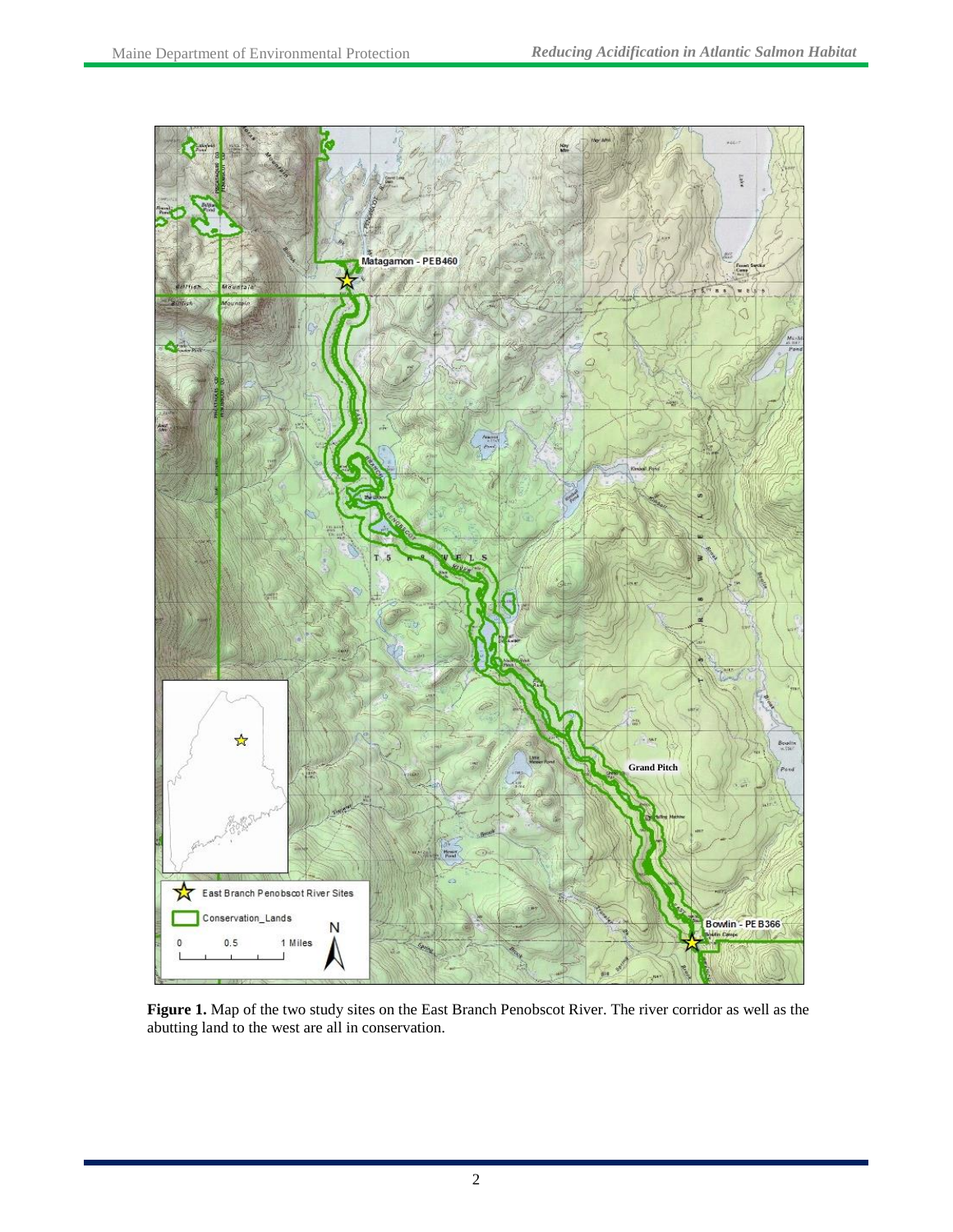**Figure 1.** Map of the two study sites on the East Branch Penobscot River. The river corridor as well as the abutting land to the west are all in conservation.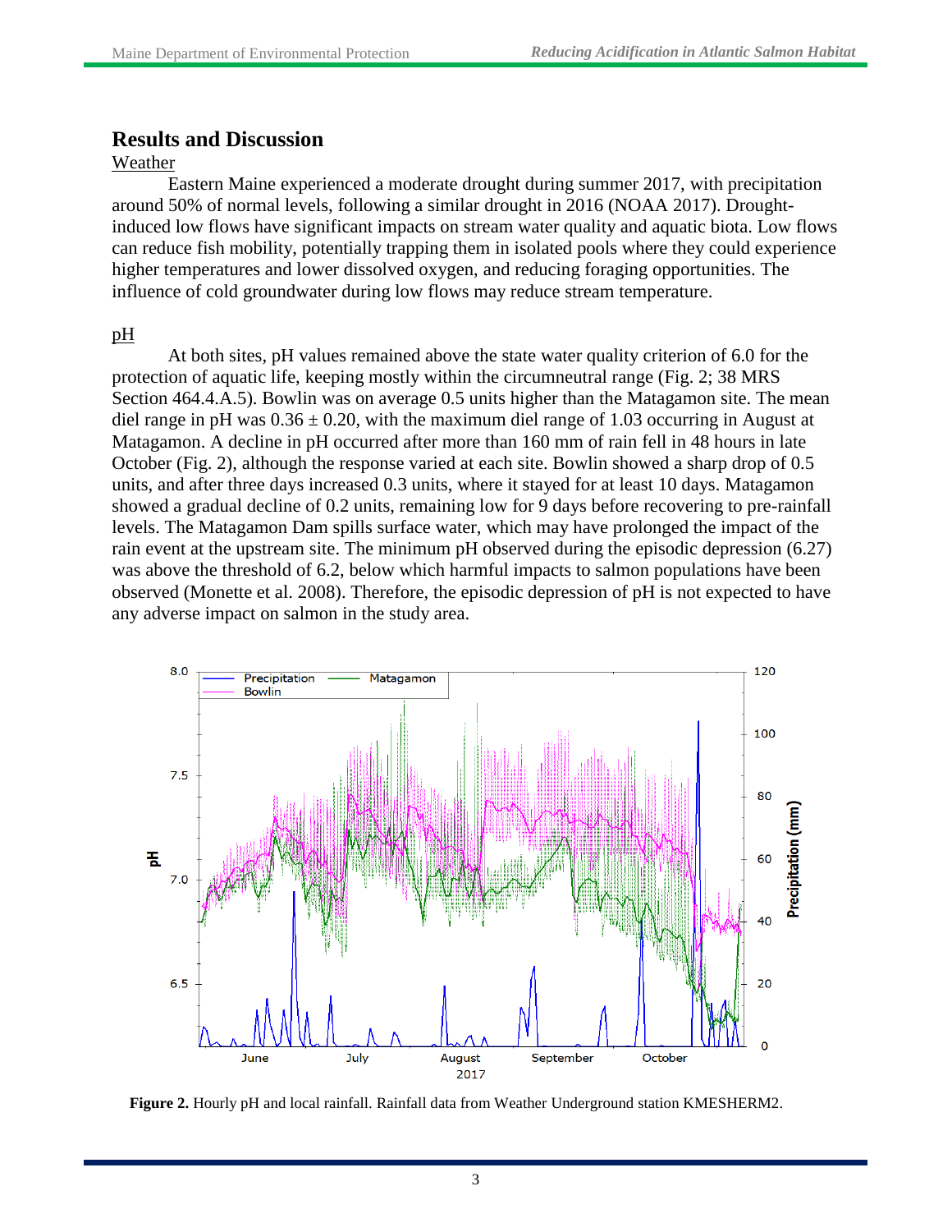## Results and Discussion

Weather

Eastern Maine experienced a moderate drought during summer 2017, with precipitation around 50% of normal levels, following a similar drought in 2016 (NOAA 2017). Drought-induced low flows have significant impacts on stream water quality and aquatic biota. Low flows can reduce fish mobility, potentially trapping them in isolated pools where they could experience higher temperatures and lower dissolved oxygen, and reducing foraging opportunities. The influence of cold groundwater during low flows may reduce stream temperature.

pH

At both sites, pH values remained above the state water quality criterion of 6.0 for the protection of aquatic life, keeping mostly within the circumneutral range (Fig. 2; 38 MRS Section 464.4.A.5). Bowlin was on average 0.5 units higher than the Matagamon site. The mean diel range in pH was $0.36 \pm 0.20$, with the maximum diel range of 1.03 occurring in August at Matagamon. A decline in pH occurred after more than 160 mm of rain fell in 48 hours in late October (Fig. 2), although the response varied at each site. Bowlin showed a sharp drop of 0.5 units, and after three days increased 0.3 units, where it stayed for at least 10 days. Matagamon showed a gradual decline of 0.2 units, remaining low for 9 days before recovering to pre-rainfall levels. The Matagamon Dam spills surface water, which may have prolonged the impact of the rain event at the upstream site. The minimum pH observed during the episodic depression (6.27) was above the threshold of 6.2, below which harmful impacts to salmon populations have been observed (Monette et al. 2008). Therefore, the episodic depression of pH is not expected to have any adverse impact on salmon in the study area.

**Figure 2.** Hourly pH and local rainfall. Rainfall data from Weather Underground station KMESHERM2.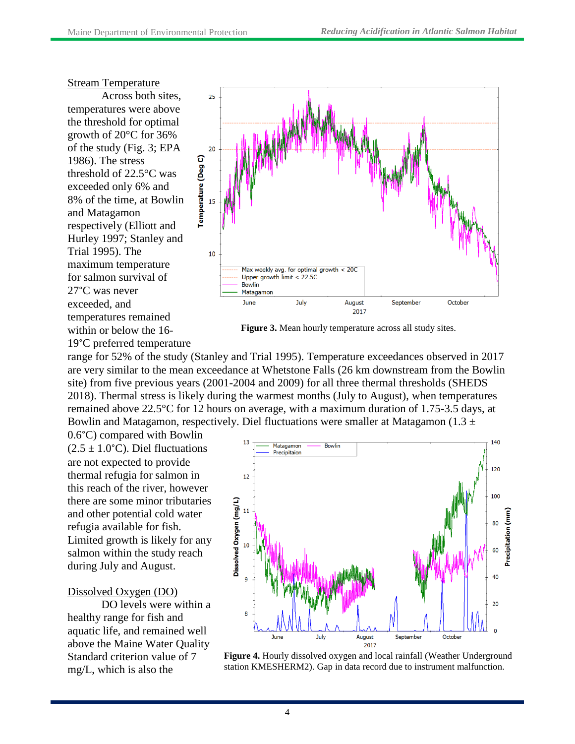### Stream Temperature

Across both sites, temperatures were above the threshold for optimal growth of 20°C for 36% of the study (Fig. 3; EPA 1986). The stress threshold of 22.5°C was exceeded only 6% and 8% of the time, at Bowlin and Matagamon respectively (Elliott and Hurley 1997; Stanley and Trial 1995). The maximum temperature for salmon survival of 27°C was never exceeded, and temperatures remained within or below the 16-19°C preferred temperature range for 52% of the study (Stanley and Trial 1995). Temperature exceedances observed in 2017 are very similar to the mean exceedance at Whetstone Falls (26 km downstream from the Bowlin site) from five previous years (2001-2004 and 2009) for all three thermal thresholds (SHEDS 2018). Thermal stress is likely during the warmest months (July to August), when temperatures remained above 22.5°C for 12 hours on average, with a maximum duration of 1.75-3.5 days, at Bowlin and Matagamon, respectively. Diel fluctuations were smaller at Matagamon (1.3 ± 0.6°C) compared with Bowlin (2.5 ± 1.0°C). Diel fluctuations are not expected to provide thermal refugia for salmon in this reach of the river, however there are some minor tributaries and other potential cold water refugia available for fish. Limited growth is likely for any salmon within the study reach during July and August.

**Figure 3.** Mean hourly temperature across all study sites.

### Dissolved Oxygen (DO)

DO levels were within a healthy range for fish and aquatic life, and remained well above the Maine Water Quality Standard criterion value of 7 mg/L, which is also the

**Figure 4.** Hourly dissolved oxygen and local rainfall (Weather Underground station KMESHERM2). Gap in data record due to instrument malfunction.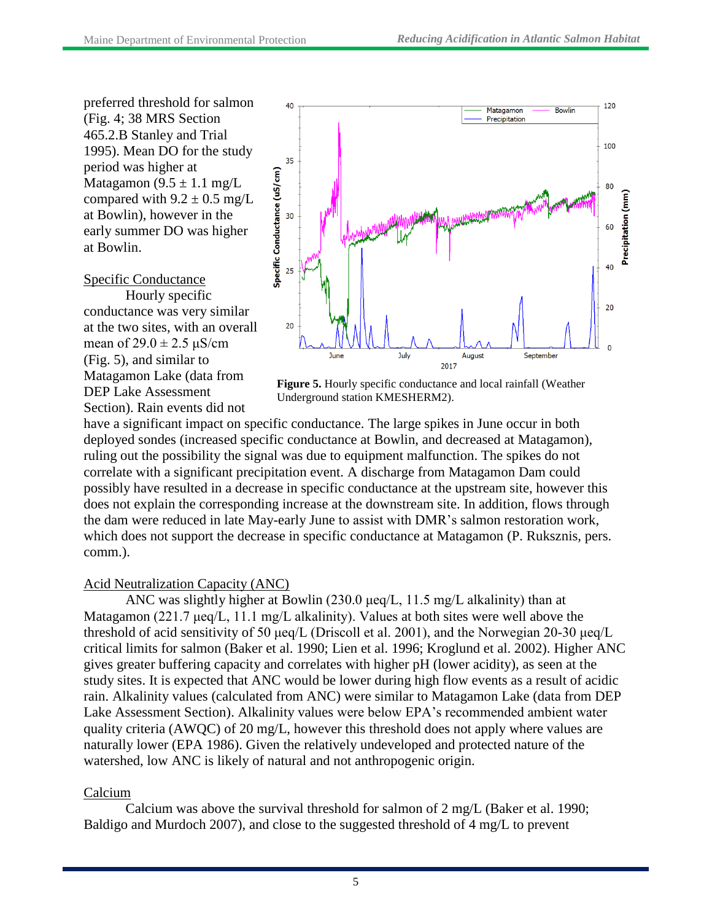preferred threshold for salmon (Fig. 4; 38 MRS Section 465.2.B Stanley and Trial 1995). Mean DO for the study period was higher at Matagamon (9.5 ± 1.1 mg/L compared with 9.2 ± 0.5 mg/L at Bowlin), however in the early summer DO was higher at Bowlin.

Specific Conductance

Hourly specific conductance was very similar at the two sites, with an overall mean of 29.0 ± 2.5 μS/cm (Fig. 5), and similar to Matagamon Lake (data from DEP Lake Assessment Section). Rain events did not have a significant impact on specific conductance. The large spikes in June occur in both deployed sondes (increased specific conductance at Bowlin, and decreased at Matagamon), ruling out the possibility the signal was due to equipment malfunction. The spikes do not correlate with a significant precipitation event. A discharge from Matagamon Dam could possibly have resulted in a decrease in specific conductance at the upstream site, however this does not explain the corresponding increase at the downstream site. In addition, flows through the dam were reduced in late May-early June to assist with DMR's salmon restoration work, which does not support the decrease in specific conductance at Matagamon (P. Ruksznis, pers. comm.).

**Figure 5.** Hourly specific conductance and local rainfall (Weather Underground station KMESHERM2).

Acid Neutralization Capacity (ANC)

ANC was slightly higher at Bowlin (230.0 μeq/L, 11.5 mg/L alkalinity) than at Matagamon (221.7 μeq/L, 11.1 mg/L alkalinity). Values at both sites were well above the threshold of acid sensitivity of 50 μeq/L (Driscoll et al. 2001), and the Norwegian 20-30 μeq/L critical limits for salmon (Baker et al. 1990; Lien et al. 1996; Kroglund et al. 2002). Higher ANC gives greater buffering capacity and correlates with higher pH (lower acidity), as seen at the study sites. It is expected that ANC would be lower during high flow events as a result of acidic rain. Alkalinity values (calculated from ANC) were similar to Matagamon Lake (data from DEP Lake Assessment Section). Alkalinity values were below EPA's recommended ambient water quality criteria (AWQC) of 20 mg/L, however this threshold does not apply where values are naturally lower (EPA 1986). Given the relatively undeveloped and protected nature of the watershed, low ANC is likely of natural and not anthropogenic origin.

Calcium

Calcium was above the survival threshold for salmon of 2 mg/L (Baker et al. 1990; Baldigo and Murdoch 2007), and close to the suggested threshold of 4 mg/L to prevent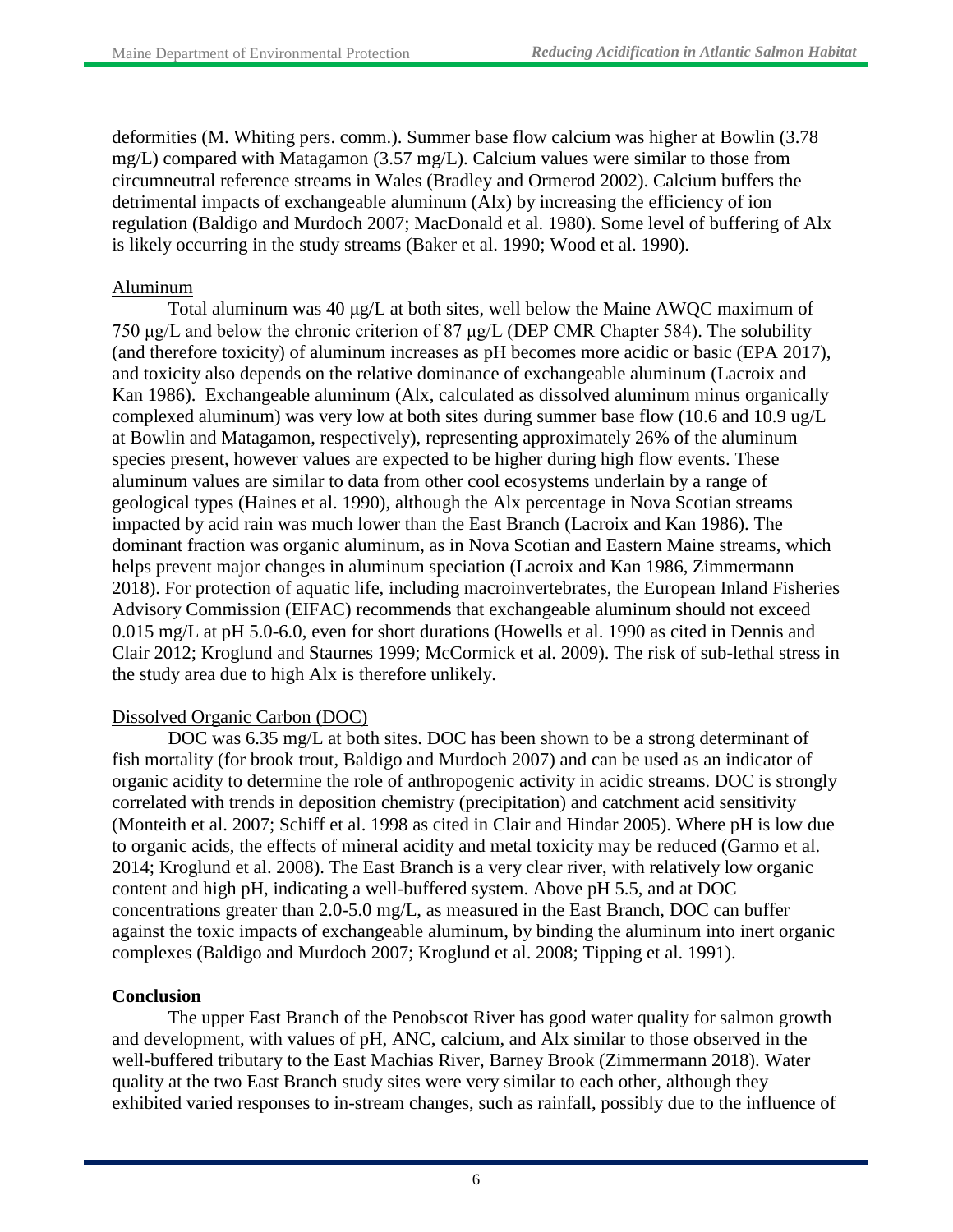deformities (M. Whiting pers. comm.). Summer base flow calcium was higher at Bowlin (3.78 mg/L) compared with Matagamon (3.57 mg/L). Calcium values were similar to those from circumneutral reference streams in Wales (Bradley and Ormerod 2002). Calcium buffers the detrimental impacts of exchangeable aluminum (Alx) by increasing the efficiency of ion regulation (Baldigo and Murdoch 2007; MacDonald et al. 1980). Some level of buffering of Alx is likely occurring in the study streams (Baker et al. 1990; Wood et al. 1990).

Aluminum

Total aluminum was 40 μg/L at both sites, well below the Maine AWQC maximum of 750 μg/L and below the chronic criterion of 87 μg/L (DEP CMR Chapter 584). The solubility (and therefore toxicity) of aluminum increases as pH becomes more acidic or basic (EPA 2017), and toxicity also depends on the relative dominance of exchangeable aluminum (Lacroix and Kan 1986). Exchangeable aluminum (Alx, calculated as dissolved aluminum minus organically complexed aluminum) was very low at both sites during summer base flow (10.6 and 10.9 ug/L at Bowlin and Matagamon, respectively), representing approximately 26% of the aluminum species present, however values are expected to be higher during high flow events. These aluminum values are similar to data from other cool ecosystems underlain by a range of geological types (Haines et al. 1990), although the Alx percentage in Nova Scotian streams impacted by acid rain was much lower than the East Branch (Lacroix and Kan 1986). The dominant fraction was organic aluminum, as in Nova Scotian and Eastern Maine streams, which helps prevent major changes in aluminum speciation (Lacroix and Kan 1986, Zimmermann 2018). For protection of aquatic life, including macroinvertebrates, the European Inland Fisheries Advisory Commission (EIFAC) recommends that exchangeable aluminum should not exceed 0.015 mg/L at pH 5.0-6.0, even for short durations (Howells et al. 1990 as cited in Dennis and Clair 2012; Kroglund and Staurnes 1999; McCormick et al. 2009). The risk of sub-lethal stress in the study area due to high Alx is therefore unlikely.

Dissolved Organic Carbon (DOC)

DOC was 6.35 mg/L at both sites. DOC has been shown to be a strong determinant of fish mortality (for brook trout, Baldigo and Murdoch 2007) and can be used as an indicator of organic acidity to determine the role of anthropogenic activity in acidic streams. DOC is strongly correlated with trends in deposition chemistry (precipitation) and catchment acid sensitivity (Monteith et al. 2007; Schiff et al. 1998 as cited in Clair and Hindar 2005). Where pH is low due to organic acids, the effects of mineral acidity and metal toxicity may be reduced (Garmo et al. 2014; Kroglund et al. 2008). The East Branch is a very clear river, with relatively low organic content and high pH, indicating a well-buffered system. Above pH 5.5, and at DOC concentrations greater than 2.0-5.0 mg/L, as measured in the East Branch, DOC can buffer against the toxic impacts of exchangeable aluminum, by binding the aluminum into inert organic complexes (Baldigo and Murdoch 2007; Kroglund et al. 2008; Tipping et al. 1991).

**Conclusion**

The upper East Branch of the Penobscot River has good water quality for salmon growth and development, with values of pH, ANC, calcium, and Alx similar to those observed in the well-buffered tributary to the East Machias River, Barney Brook (Zimmermann 2018). Water quality at the two East Branch study sites were very similar to each other, although they exhibited varied responses to in-stream changes, such as rainfall, possibly due to the influence of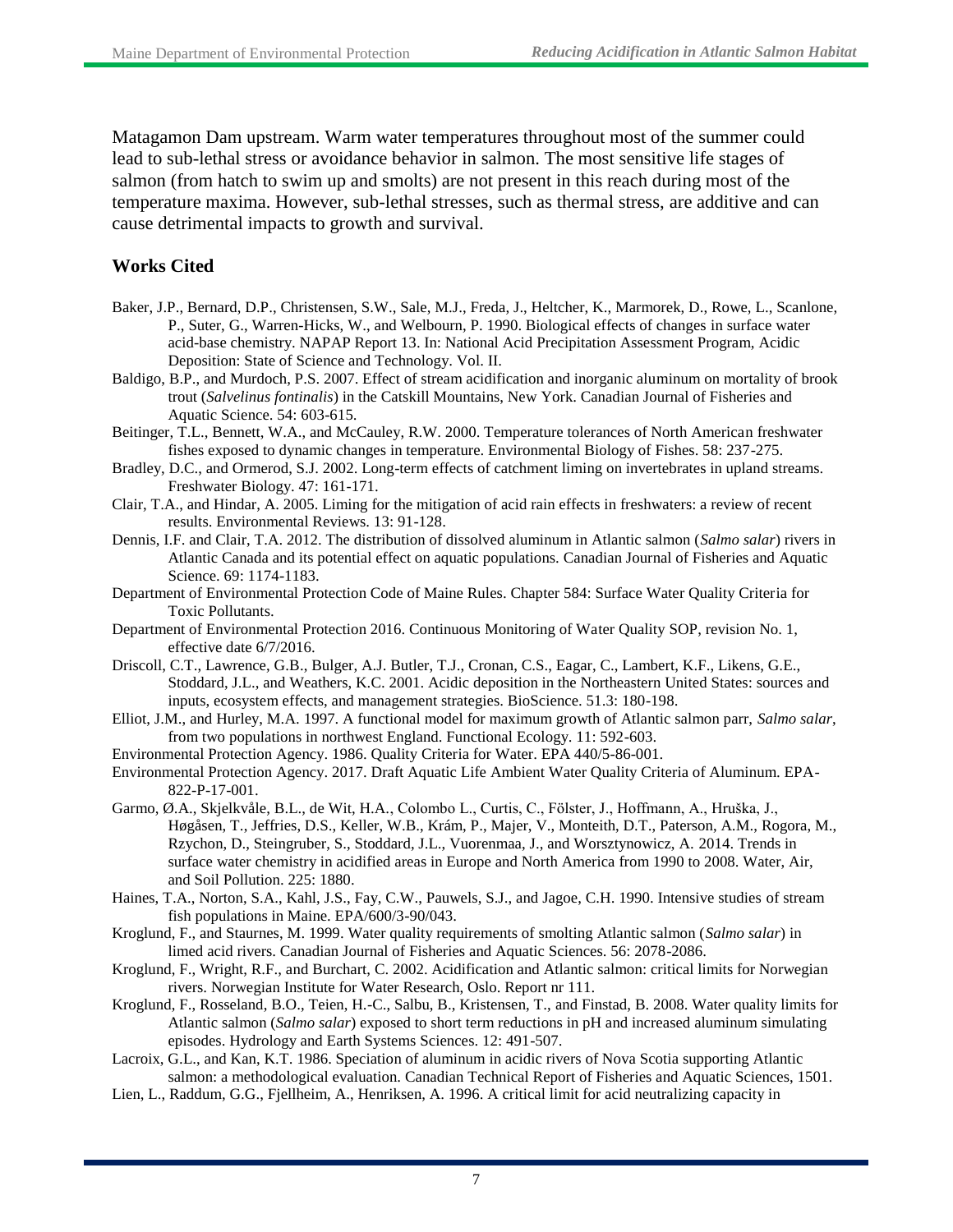Matagamon Dam upstream. Warm water temperatures throughout most of the summer could lead to sub-lethal stress or avoidance behavior in salmon. The most sensitive life stages of salmon (from hatch to swim up and smolts) are not present in this reach during most of the temperature maxima. However, sub-lethal stresses, such as thermal stress, are additive and can cause detrimental impacts to growth and survival.

## Works Cited

Baker, J.P., Bernard, D.P., Christensen, S.W., Sale, M.J., Freda, J., Heltcher, K., Marmorek, D., Rowe, L., Scanlone, P., Suter, G., Warren-Hicks, W., and Welbourn, P. 1990. Biological effects of changes in surface water acid-base chemistry. NAPAP Report 13. In: National Acid Precipitation Assessment Program, Acidic Deposition: State of Science and Technology. Vol. II.

Baldigo, B.P., and Murdoch, P.S. 2007. Effect of stream acidification and inorganic aluminum on mortality of brook trout (*Salvelinus fontinalis*) in the Catskill Mountains, New York. Canadian Journal of Fisheries and Aquatic Science. 54: 603-615.

Beitinger, T.L., Bennett, W.A., and McCauley, R.W. 2000. Temperature tolerances of North American freshwater fishes exposed to dynamic changes in temperature. Environmental Biology of Fishes. 58: 237-275.

Bradley, D.C., and Ormerod, S.J. 2002. Long-term effects of catchment liming on invertebrates in upland streams. Freshwater Biology. 47: 161-171.

Clair, T.A., and Hindar, A. 2005. Liming for the mitigation of acid rain effects in freshwaters: a review of recent results. Environmental Reviews. 13: 91-128.

Dennis, I.F. and Clair, T.A. 2012. The distribution of dissolved aluminum in Atlantic salmon (*Salmo salar*) rivers in Atlantic Canada and its potential effect on aquatic populations. Canadian Journal of Fisheries and Aquatic Science. 69: 1174-1183.

Department of Environmental Protection Code of Maine Rules. Chapter 584: Surface Water Quality Criteria for Toxic Pollutants.

Department of Environmental Protection 2016. Continuous Monitoring of Water Quality SOP, revision No. 1, effective date 6/7/2016.

Driscoll, C.T., Lawrence, G.B., Bulger, A.J. Butler, T.J., Cronan, C.S., Eagar, C., Lambert, K.F., Likens, G.E., Stoddard, J.L., and Weathers, K.C. 2001. Acidic deposition in the Northeastern United States: sources and inputs, ecosystem effects, and management strategies. BioScience. 51.3: 180-198.

Elliot, J.M., and Hurley, M.A. 1997. A functional model for maximum growth of Atlantic salmon parr, *Salmo salar*, from two populations in northwest England. Functional Ecology. 11: 592-603.

Environmental Protection Agency. 1986. Quality Criteria for Water. EPA 440/5-86-001.

Environmental Protection Agency. 2017. Draft Aquatic Life Ambient Water Quality Criteria of Aluminum. EPA-822-P-17-001.

Garmo, Ø.A., Skjelkvåle, B.L., de Wit, H.A., Colombo L., Curtis, C., Fölster, J., Hoffmann, A., Hruška, J., Høgåsen, T., Jeffries, D.S., Keller, W.B., Krám, P., Majer, V., Monteith, D.T., Paterson, A.M., Rogora, M., Rzychon, D., Steingruber, S., Stoddard, J.L., Vuorenmaa, J., and Worsztynowicz, A. 2014. Trends in surface water chemistry in acidified areas in Europe and North America from 1990 to 2008. Water, Air, and Soil Pollution. 225: 1880.

Haines, T.A., Norton, S.A., Kahl, J.S., Fay, C.W., Pauwels, S.J., and Jagoe, C.H. 1990. Intensive studies of stream fish populations in Maine. EPA/600/3-90/043.

Kroglund, F., and Staurnes, M. 1999. Water quality requirements of smolting Atlantic salmon (*Salmo salar*) in limed acid rivers. Canadian Journal of Fisheries and Aquatic Sciences. 56: 2078-2086.

Kroglund, F., Wright, R.F., and Burchart, C. 2002. Acidification and Atlantic salmon: critical limits for Norwegian rivers. Norwegian Institute for Water Research, Oslo. Report nr 111.

Kroglund, F., Rosseland, B.O., Teien, H.-C., Salbu, B., Kristensen, T., and Finstad, B. 2008. Water quality limits for Atlantic salmon (*Salmo salar*) exposed to short term reductions in pH and increased aluminum simulating episodes. Hydrology and Earth Systems Sciences. 12: 491-507.

Lacroix, G.L., and Kan, K.T. 1986. Speciation of aluminum in acidic rivers of Nova Scotia supporting Atlantic salmon: a methodological evaluation. Canadian Technical Report of Fisheries and Aquatic Sciences, 1501.

Lien, L., Raddum, G.G., Fjellheim, A., Henriksen, A. 1996. A critical limit for acid neutralizing capacity in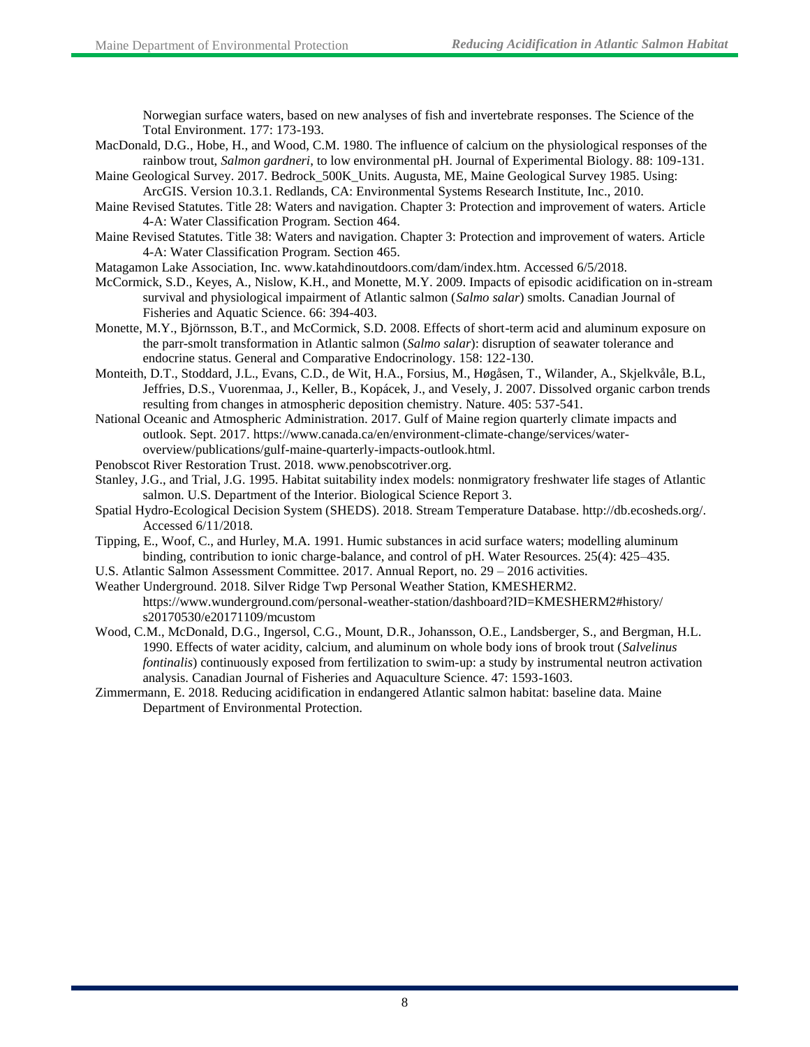Norwegian surface waters, based on new analyses of fish and invertebrate responses. The Science of the Total Environment. 177: 173-193.

MacDonald, D.G., Hobe, H., and Wood, C.M. 1980. The influence of calcium on the physiological responses of the rainbow trout, *Salmon gardneri*, to low environmental pH. Journal of Experimental Biology. 88: 109-131.

Maine Geological Survey. 2017. Bedrock_500K_Units. Augusta, ME, Maine Geological Survey 1985. Using: ArcGIS. Version 10.3.1. Redlands, CA: Environmental Systems Research Institute, Inc., 2010.

Maine Revised Statutes. Title 28: Waters and navigation. Chapter 3: Protection and improvement of waters. Article 4-A: Water Classification Program. Section 464.

Maine Revised Statutes. Title 38: Waters and navigation. Chapter 3: Protection and improvement of waters. Article 4-A: Water Classification Program. Section 465.

Matagamon Lake Association, Inc. www.katahdinoutdoors.com/dam/index.htm. Accessed 6/5/2018.

McCormick, S.D., Keyes, A., Nislow, K.H., and Monette, M.Y. 2009. Impacts of episodic acidification on in-stream survival and physiological impairment of Atlantic salmon (*Salmo salar*) smolts. Canadian Journal of Fisheries and Aquatic Science. 66: 394-403.

Monette, M.Y., Björnsson, B.T., and McCormick, S.D. 2008. Effects of short-term acid and aluminum exposure on the parr-smolt transformation in Atlantic salmon (*Salmo salar*): disruption of seawater tolerance and endocrine status. General and Comparative Endocrinology. 158: 122-130.

Monteith, D.T., Stoddard, J.L., Evans, C.D., de Wit, H.A., Forsius, M., Høgåsen, T., Wilander, A., Skjelkvåle, B.L, Jeffries, D.S., Vuorenmaa, J., Keller, B., Kopácek, J., and Vesely, J. 2007. Dissolved organic carbon trends resulting from changes in atmospheric deposition chemistry. Nature. 405: 537-541.

National Oceanic and Atmospheric Administration. 2017. Gulf of Maine region quarterly climate impacts and outlook. Sept. 2017. https://www.canada.ca/en/environment-climate-change/services/water-overview/publications/gulf-maine-quarterly-impacts-outlook.html.

Penobscot River Restoration Trust. 2018. www.penobscotriver.org.

Stanley, J.G., and Trial, J.G. 1995. Habitat suitability index models: nonmigratory freshwater life stages of Atlantic salmon. U.S. Department of the Interior. Biological Science Report 3.

Spatial Hydro-Ecological Decision System (SHEDS). 2018. Stream Temperature Database. http://db.ecosheds.org/. Accessed 6/11/2018.

Tipping, E., Woof, C., and Hurley, M.A. 1991. Humic substances in acid surface waters; modelling aluminum binding, contribution to ionic charge-balance, and control of pH. Water Resources. 25(4): 425–435.

U.S. Atlantic Salmon Assessment Committee. 2017. Annual Report, no. 29 – 2016 activities.

Weather Underground. 2018. Silver Ridge Twp Personal Weather Station, KMESHERM2. https://www.wunderground.com/personal-weather-station/dashboard?ID=KMESHERM2#history/s20170530/e20171109/mcustom

Wood, C.M., McDonald, D.G., Ingersol, C.G., Mount, D.R., Johansson, O.E., Landsberger, S., and Bergman, H.L. 1990. Effects of water acidity, calcium, and aluminum on whole body ions of brook trout (*Salvelinus fontinalis*) continuously exposed from fertilization to swim-up: a study by instrumental neutron activation analysis. Canadian Journal of Fisheries and Aquaculture Science. 47: 1593-1603.

Zimmermann, E. 2018. Reducing acidification in endangered Atlantic salmon habitat: baseline data. Maine Department of Environmental Protection.